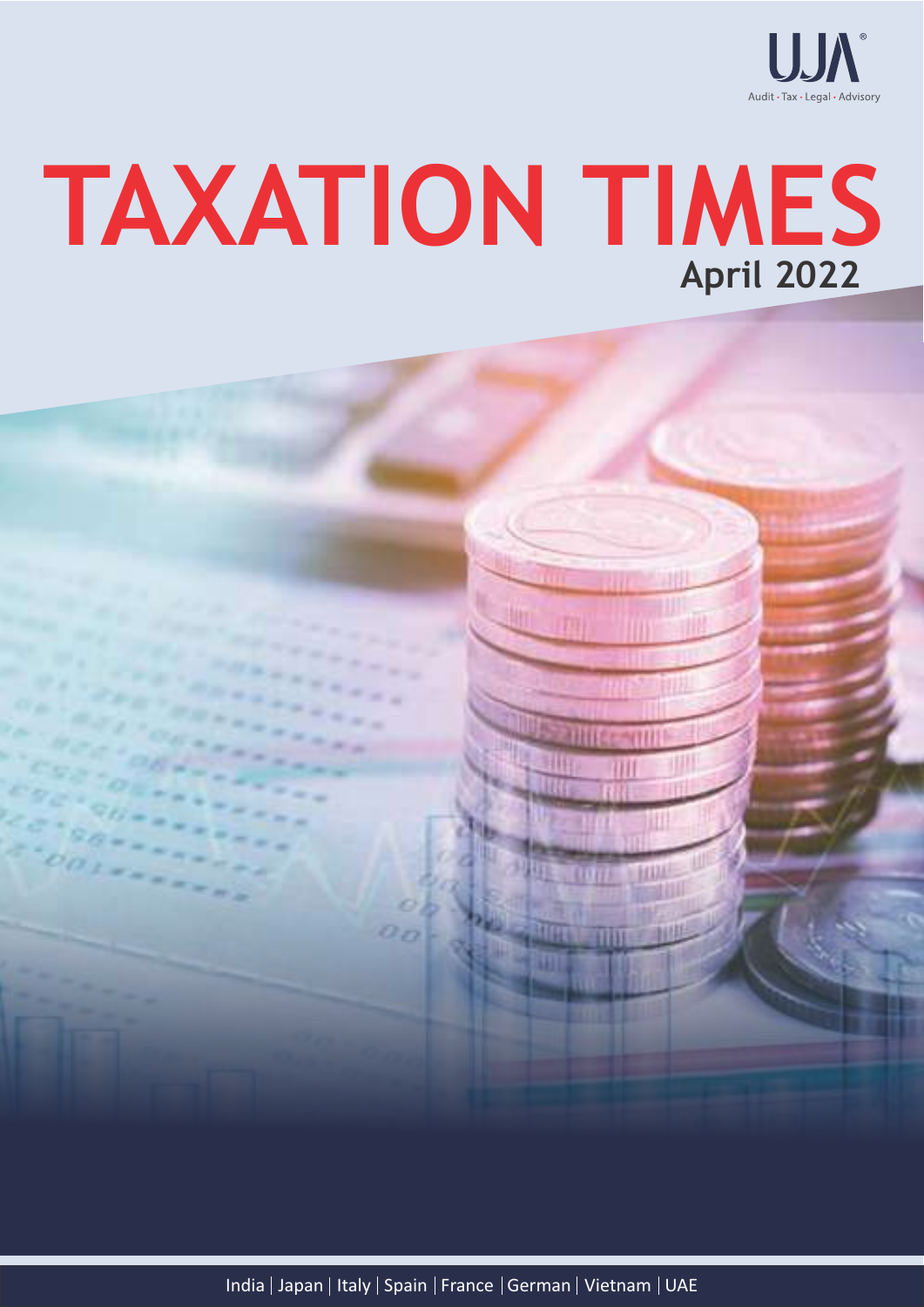UJA®
Audit · Tax · Legal · Advisory

# TAXATION TIMES

**April 2022**

India | Japan | Italy | Spain | France | German | Vietnam | UAE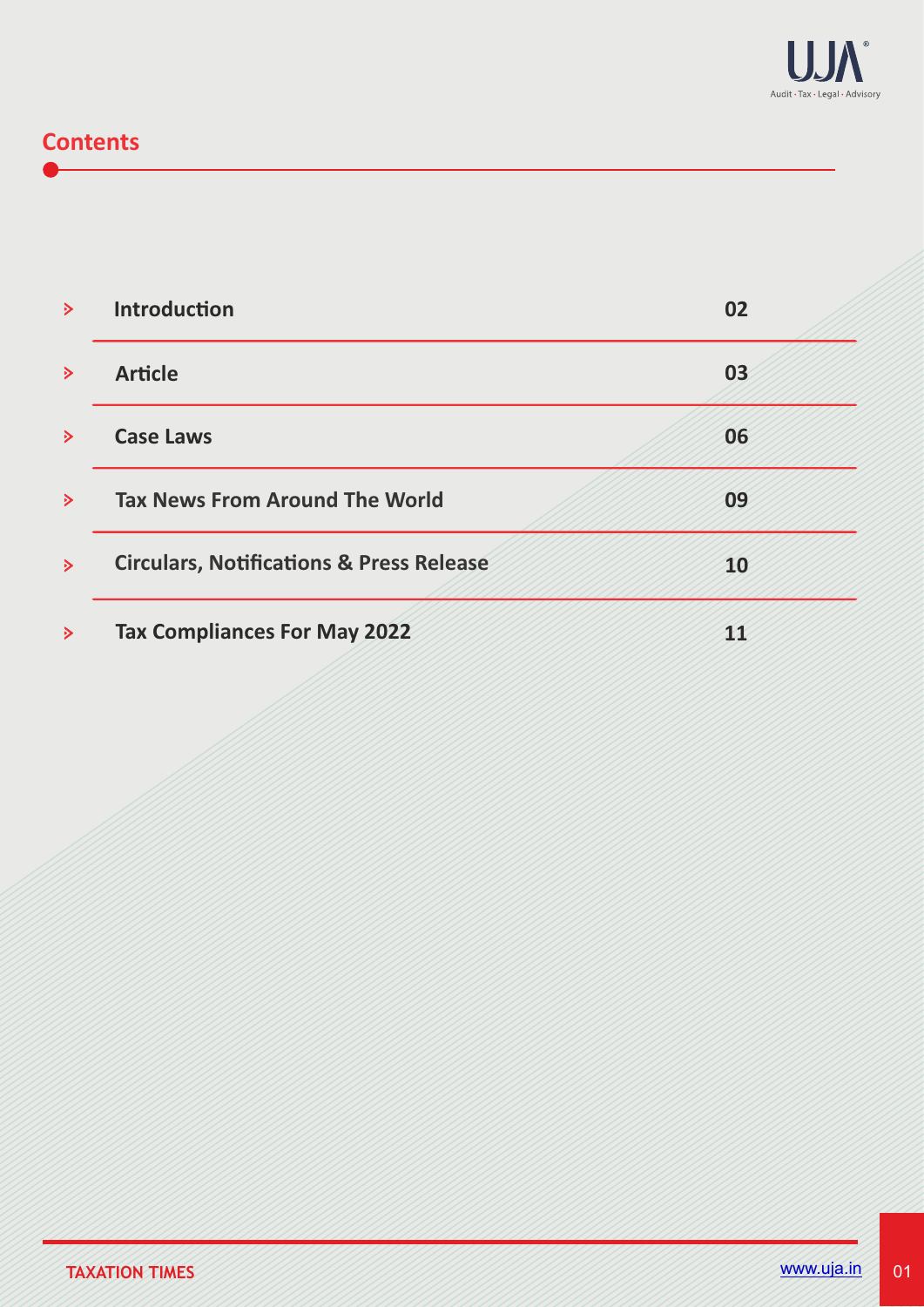## Contents

| | |
|---|---|
| Introduction | 02 |
| Article | 03 |
| Case Laws | 06 |
| Tax News From Around The World | 09 |
| Circulars, Notifications & Press Release | 10 |
| Tax Compliances For May 2022 | 11 |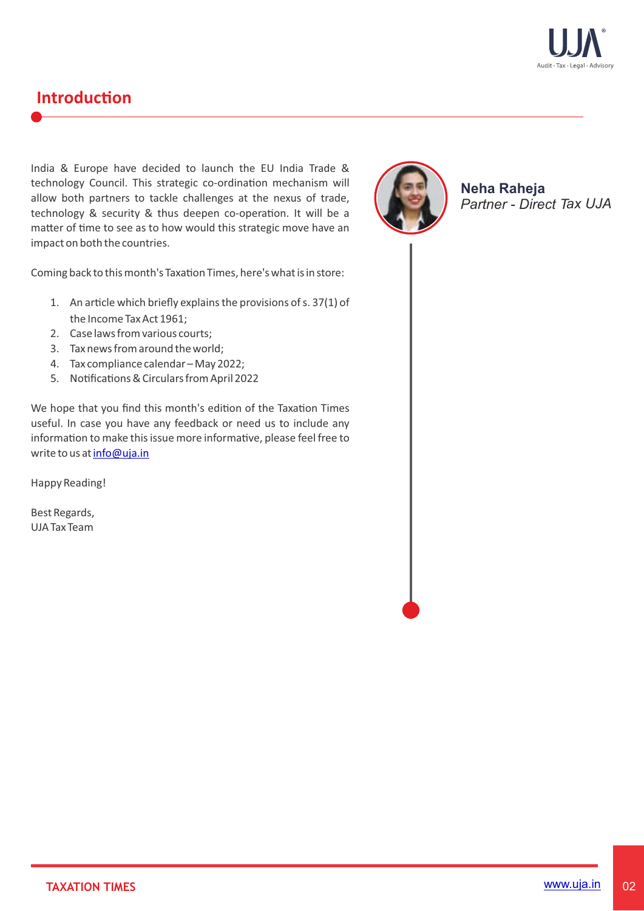## Introduction

India & Europe have decided to launch the EU India Trade & technology Council. This strategic co-ordination mechanism will allow both partners to tackle challenges at the nexus of trade, technology & security & thus deepen co-operation. It will be a matter of time to see as to how would this strategic move have an impact on both the countries.

Coming back to this month's Taxation Times, here's what is in store:

1. An article which briefly explains the provisions of s. 37(1) of the Income Tax Act 1961;
2. Case laws from various courts;
3. Tax news from around the world;
4. Tax compliance calendar – May 2022;
5. Notifications & Circulars from April 2022

We hope that you find this month's edition of the Taxation Times useful. In case you have any feedback or need us to include any information to make this issue more informative, please feel free to write to us at info@uja.in

Happy Reading!

Best Regards,
UJA Tax Team

**Neha Raheja**
*Partner - Direct Tax UJA*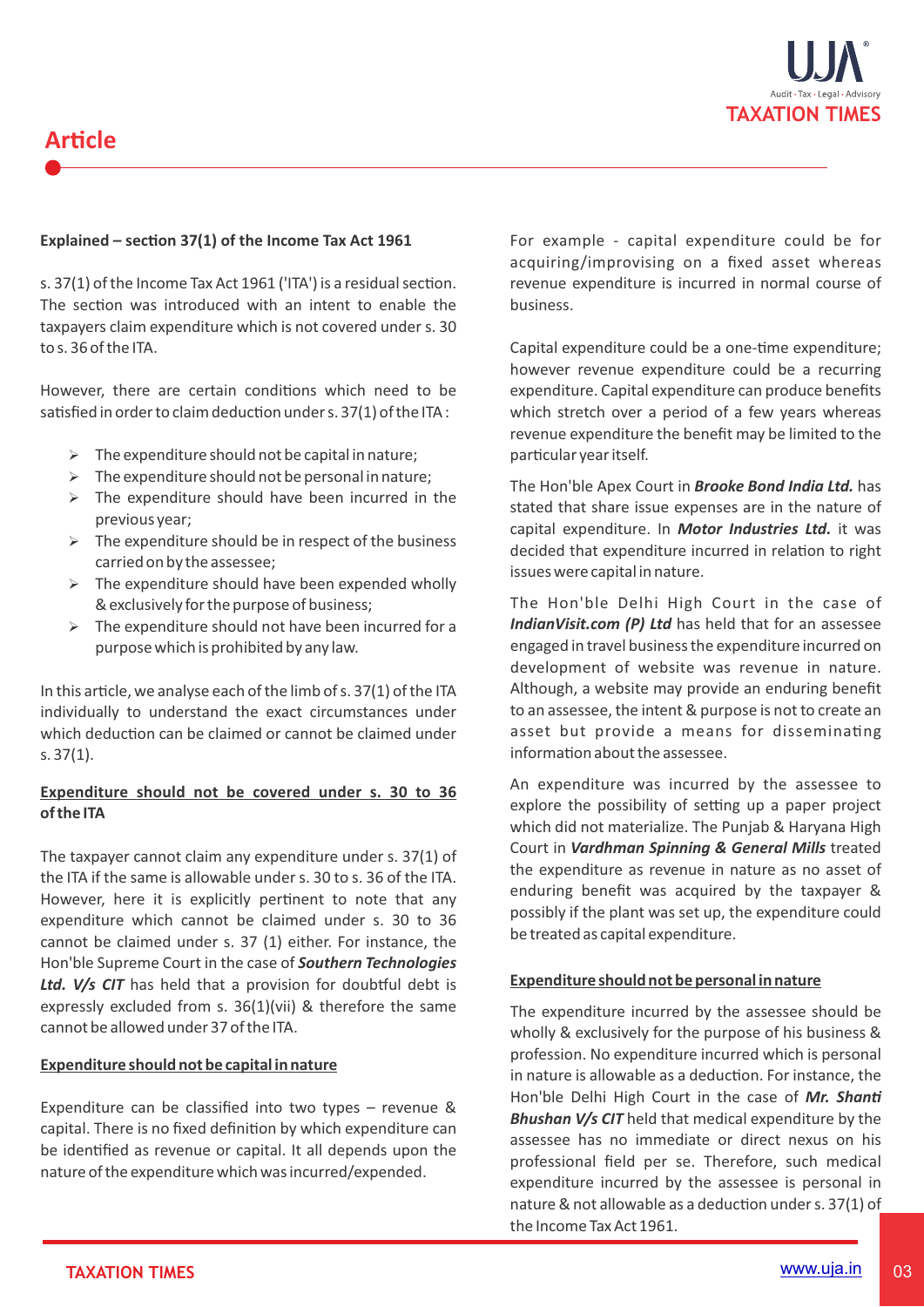## Article

**Explained – section 37(1) of the Income Tax Act 1961**

s. 37(1) of the Income Tax Act 1961 ('ITA') is a residual section. The section was introduced with an intent to enable the taxpayers claim expenditure which is not covered under s. 30 to s. 36 of the ITA.

However, there are certain conditions which need to be satisfied in order to claim deduction under s. 37(1) of the ITA :

- The expenditure should not be capital in nature;
- The expenditure should not be personal in nature;
- The expenditure should have been incurred in the previous year;
- The expenditure should be in respect of the business carried on by the assessee;
- The expenditure should have been expended wholly & exclusively for the purpose of business;
- The expenditure should not have been incurred for a purpose which is prohibited by any law.

In this article, we analyse each of the limb of s. 37(1) of the ITA individually to understand the exact circumstances under which deduction can be claimed or cannot be claimed under s. 37(1).

**Expenditure should not be covered under s. 30 to 36 of the ITA**

The taxpayer cannot claim any expenditure under s. 37(1) of the ITA if the same is allowable under s. 30 to s. 36 of the ITA. However, here it is explicitly pertinent to note that any expenditure which cannot be claimed under s. 30 to 36 cannot be claimed under s. 37 (1) either. For instance, the Hon'ble Supreme Court in the case of ***Southern Technologies Ltd. V/s CIT*** has held that a provision for doubtful debt is expressly excluded from s. 36(1)(vii) & therefore the same cannot be allowed under 37 of the ITA.

**Expenditure should not be capital in nature**

Expenditure can be classified into two types – revenue & capital. There is no fixed definition by which expenditure can be identified as revenue or capital. It all depends upon the nature of the expenditure which was incurred/expended.

For example - capital expenditure could be for acquiring/improvising on a fixed asset whereas revenue expenditure is incurred in normal course of business.

Capital expenditure could be a one-time expenditure; however revenue expenditure could be a recurring expenditure. Capital expenditure can produce benefits which stretch over a period of a few years whereas revenue expenditure the benefit may be limited to the particular year itself.

The Hon'ble Apex Court in ***Brooke Bond India Ltd.*** has stated that share issue expenses are in the nature of capital expenditure. In ***Motor Industries Ltd.*** it was decided that expenditure incurred in relation to right issues were capital in nature.

The Hon'ble Delhi High Court in the case of ***IndianVisit.com (P) Ltd*** has held that for an assessee engaged in travel business the expenditure incurred on development of website was revenue in nature. Although, a website may provide an enduring benefit to an assessee, the intent & purpose is not to create an asset but provide a means for disseminating information about the assessee.

An expenditure was incurred by the assessee to explore the possibility of setting up a paper project which did not materialize. The Punjab & Haryana High Court in ***Vardhman Spinning & General Mills*** treated the expenditure as revenue in nature as no asset of enduring benefit was acquired by the taxpayer & possibly if the plant was set up, the expenditure could be treated as capital expenditure.

**Expenditure should not be personal in nature**

The expenditure incurred by the assessee should be wholly & exclusively for the purpose of his business & profession. No expenditure incurred which is personal in nature is allowable as a deduction. For instance, the Hon'ble Delhi High Court in the case of ***Mr. Shanti Bhushan V/s CIT*** held that medical expenditure by the assessee has no immediate or direct nexus on his professional field per se. Therefore, such medical expenditure incurred by the assessee is personal in nature & not allowable as a deduction under s. 37(1) of the Income Tax Act 1961.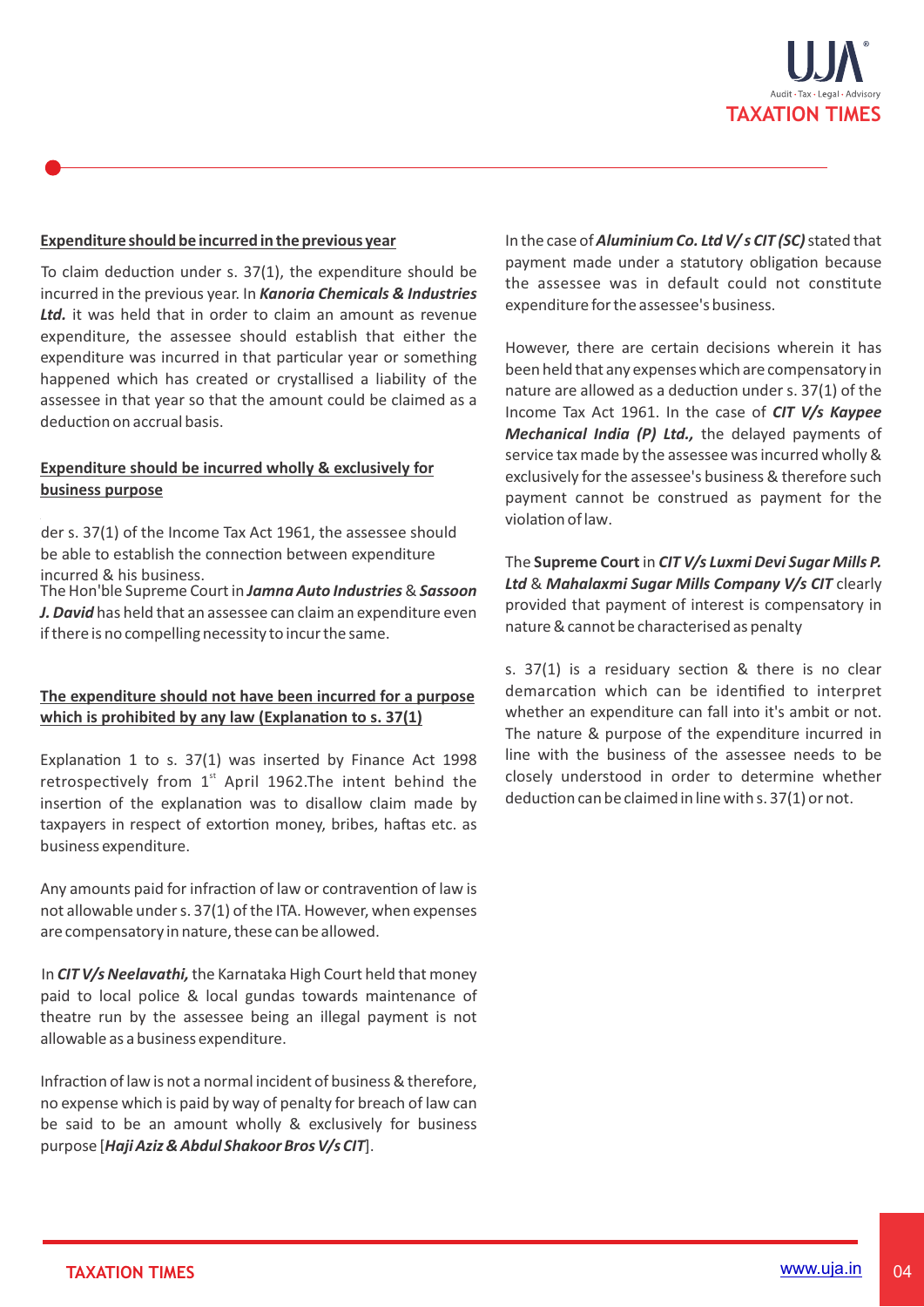**Expenditure should be incurred in the previous year**

To claim deduction under s. 37(1), the expenditure should be incurred in the previous year. In ***Kanoria Chemicals & Industries Ltd.*** it was held that in order to claim an amount as revenue expenditure, the assessee should establish that either the expenditure was incurred in that particular year or something happened which has created or crystallised a liability of the assessee in that year so that the amount could be claimed as a deduction on accrual basis.

**Expenditure should be incurred wholly & exclusively for business purpose**

der s. 37(1) of the Income Tax Act 1961, the assessee should be able to establish the connection between expenditure incurred & his business.
The Hon'ble Supreme Court in ***Jamna Auto Industries*** & ***Sassoon J. David*** has held that an assessee can claim an expenditure even if there is no compelling necessity to incur the same.

**The expenditure should not have been incurred for a purpose which is prohibited by any law (Explanation to s. 37(1)**

Explanation 1 to s. 37(1) was inserted by Finance Act 1998 retrospectively from 1st April 1962.The intent behind the insertion of the explanation was to disallow claim made by taxpayers in respect of extortion money, bribes, haftas etc. as business expenditure.

Any amounts paid for infraction of law or contravention of law is not allowable under s. 37(1) of the ITA. However, when expenses are compensatory in nature, these can be allowed.

In ***CIT V/s Neelavathi,*** the Karnataka High Court held that money paid to local police & local gundas towards maintenance of theatre run by the assessee being an illegal payment is not allowable as a business expenditure.

Infraction of law is not a normal incident of business & therefore, no expense which is paid by way of penalty for breach of law can be said to be an amount wholly & exclusively for business purpose [***Haji Aziz & Abdul Shakoor Bros V/s CIT***].

In the case of ***Aluminium Co. Ltd V/ s CIT (SC)*** stated that payment made under a statutory obligation because the assessee was in default could not constitute expenditure for the assessee's business.

However, there are certain decisions wherein it has been held that any expenses which are compensatory in nature are allowed as a deduction under s. 37(1) of the Income Tax Act 1961. In the case of ***CIT V/s Kaypee Mechanical India (P) Ltd.,*** the delayed payments of service tax made by the assessee was incurred wholly & exclusively for the assessee's business & therefore such payment cannot be construed as payment for the violation of law.

The **Supreme Court** in ***CIT V/s Luxmi Devi Sugar Mills P. Ltd*** & ***Mahalaxmi Sugar Mills Company V/s CIT*** clearly provided that payment of interest is compensatory in nature & cannot be characterised as penalty

s. 37(1) is a residuary section & there is no clear demarcation which can be identified to interpret whether an expenditure can fall into it's ambit or not. The nature & purpose of the expenditure incurred in line with the business of the assessee needs to be closely understood in order to determine whether deduction can be claimed in line with s. 37(1) or not.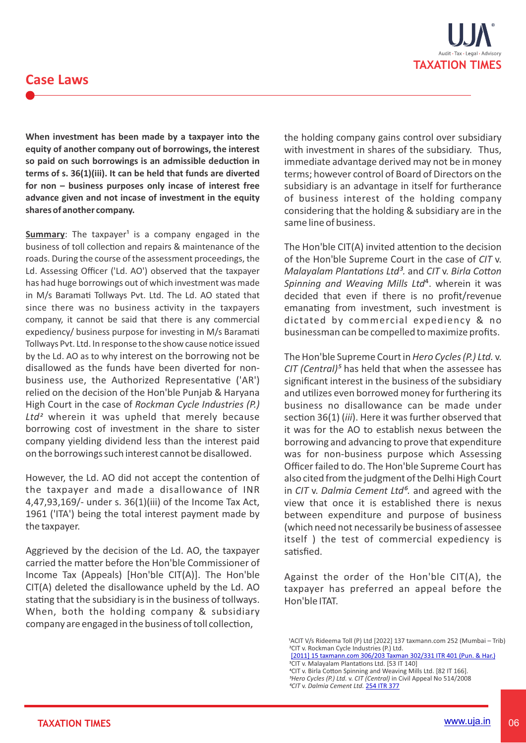## Case Laws

**When investment has been made by a taxpayer into the equity of another company out of borrowings, the interest so paid on such borrowings is an admissible deduction in terms of s. 36(1)(iii). It can be held that funds are diverted for non – business purposes only incase of interest free advance given and not incase of investment in the equity shares of another company.**

**Summary**: The taxpayer[1] is a company engaged in the business of toll collection and repairs & maintenance of the roads. During the course of the assessment proceedings, the Ld. Assessing Officer ('Ld. AO') observed that the taxpayer has had huge borrowings out of which investment was made in M/s Baramati Tollways Pvt. Ltd. The Ld. AO stated that since there was no business activity in the taxpayers company, it cannot be said that there is any commercial expediency/ business purpose for investing in M/s Baramati Tollways Pvt. Ltd. In response to the show cause notice issued by the Ld. AO as to why interest on the borrowing not be disallowed as the funds have been diverted for non-business use, the Authorized Representative ('AR') relied on the decision of the Hon'ble Punjab & Haryana High Court in the case of *Rockman Cycle Industries (P.) Ltd*[2] wherein it was upheld that merely because borrowing cost of investment in the share to sister company yielding dividend less than the interest paid on the borrowings such interest cannot be disallowed.

However, the Ld. AO did not accept the contention of the taxpayer and made a disallowance of INR 4,47,93,169/- under s. 36(1)(iii) of the Income Tax Act, 1961 ('ITA') being the total interest payment made by the taxpayer.

Aggrieved by the decision of the Ld. AO, the taxpayer carried the matter before the Hon'ble Commissioner of Income Tax (Appeals) [Hon'ble CIT(A)]. The Hon'ble CIT(A) deleted the disallowance upheld by the Ld. AO stating that the subsidiary is in the business of tollways. When, both the holding company & subsidiary company are engaged in the business of toll collection, the holding company gains control over subsidiary with investment in shares of the subsidiary. Thus, immediate advantage derived may not be in money terms; however control of Board of Directors on the subsidiary is an advantage in itself for furtherance of business interest of the holding company considering that the holding & subsidiary are in the same line of business.

The Hon'ble CIT(A) invited attention to the decision of the Hon'ble Supreme Court in the case of *CIT* v. *Malayalam Plantations Ltd*[3]. and *CIT* v. *Birla Cotton Spinning and Weaving Mills Ltd*[4]. wherein it was decided that even if there is no profit/revenue emanating from investment, such investment is dictated by commercial expediency & no businessman can be compelled to maximize profits.

The Hon'ble Supreme Court in *Hero Cycles (P.) Ltd.* v. *CIT (Central)*[5] has held that when the assessee has significant interest in the business of the subsidiary and utilizes even borrowed money for furthering its business no disallowance can be made under section 36(1) (*iii*). Here it was further observed that it was for the AO to establish nexus between the borrowing and advancing to prove that expenditure was for non-business purpose which Assessing Officer failed to do. The Hon'ble Supreme Court has also cited from the judgment of the Delhi High Court in *CIT* v. *Dalmia Cement Ltd*[6]. and agreed with the view that once it is established there is nexus between expenditure and purpose of business (which need not necessarily be business of assessee itself ) the test of commercial expediency is satisfied.

Against the order of the Hon'ble CIT(A), the taxpayer has preferred an appeal before the Hon'ble ITAT.

---

[1] ACIT V/s Rideema Toll (P) Ltd [2022] 137 taxmann.com 252 (Mumbai – Trib)
[2] CIT v. Rockman Cycle Industries (P.) Ltd. [2011] 15 taxmann.com 306/203 Taxman 302/331 ITR 401 (Pun. & Har.)
[3] CIT v. Malayalam Plantations Ltd. [53 IT 140]
[4] CIT v. Birla Cotton Spinning and Weaving Mills Ltd. [82 IT 166].
[5] *Hero Cycles (P.) Ltd.* v. *CIT (Central)* in Civil Appeal No 514/2008
[6] *CIT* v. *Dalmia Cement Ltd.* 254 ITR 377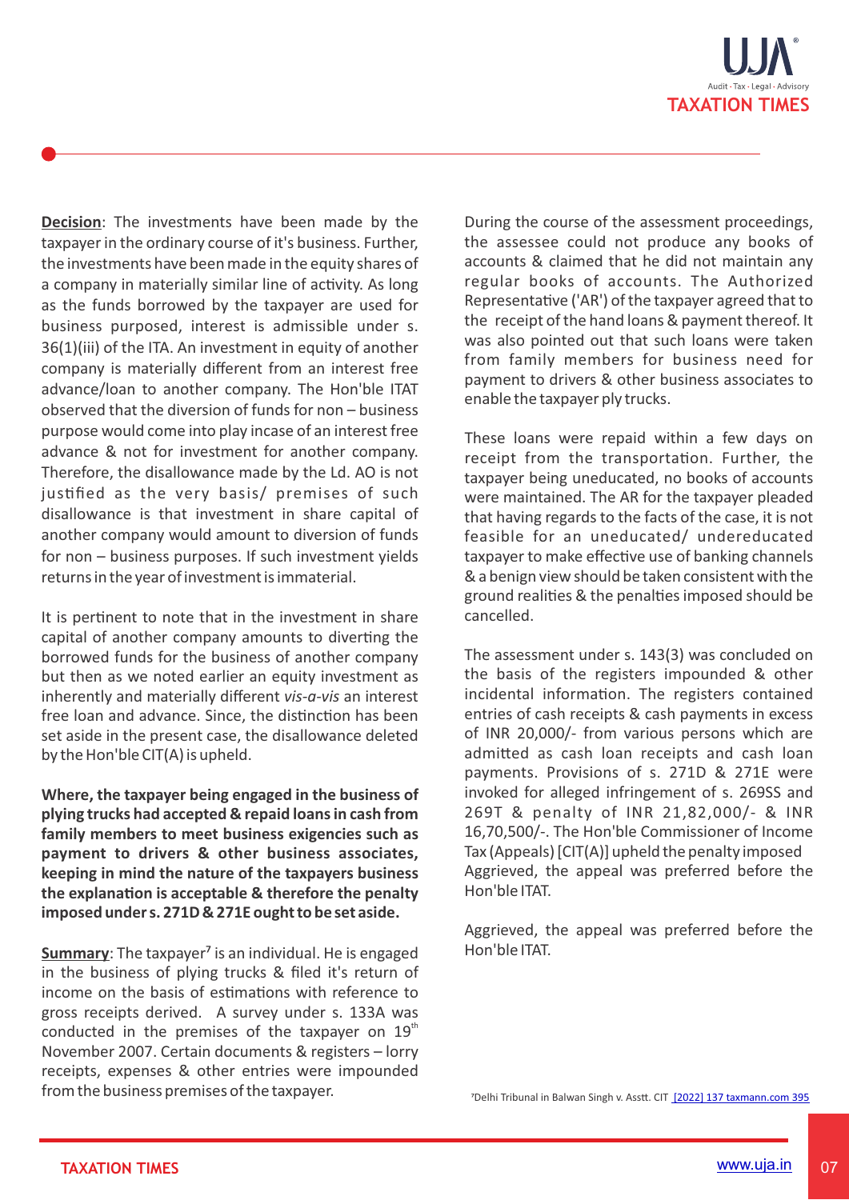**Decision**: The investments have been made by the taxpayer in the ordinary course of it's business. Further, the investments have been made in the equity shares of a company in materially similar line of activity. As long as the funds borrowed by the taxpayer are used for business purposed, interest is admissible under s. 36(1)(iii) of the ITA. An investment in equity of another company is materially different from an interest free advance/loan to another company. The Hon'ble ITAT observed that the diversion of funds for non – business purpose would come into play incase of an interest free advance & not for investment for another company. Therefore, the disallowance made by the Ld. AO is not justified as the very basis/ premises of such disallowance is that investment in share capital of another company would amount to diversion of funds for non – business purposes. If such investment yields returns in the year of investment is immaterial.

It is pertinent to note that in the investment in share capital of another company amounts to diverting the borrowed funds for the business of another company but then as we noted earlier an equity investment as inherently and materially different *vis-a-vis* an interest free loan and advance. Since, the distinction has been set aside in the present case, the disallowance deleted by the Hon'ble CIT(A) is upheld.

**Where, the taxpayer being engaged in the business of plying trucks had accepted & repaid loans in cash from family members to meet business exigencies such as payment to drivers & other business associates, keeping in mind the nature of the taxpayers business the explanation is acceptable & therefore the penalty imposed under s. 271D & 271E ought to be set aside.**

**Summary**: The taxpayer[7] is an individual. He is engaged in the business of plying trucks & filed it's return of income on the basis of estimations with reference to gross receipts derived. A survey under s. 133A was conducted in the premises of the taxpayer on 19th November 2007. Certain documents & registers – lorry receipts, expenses & other entries were impounded from the business premises of the taxpayer.

During the course of the assessment proceedings, the assessee could not produce any books of accounts & claimed that he did not maintain any regular books of accounts. The Authorized Representative ('AR') of the taxpayer agreed that to the receipt of the hand loans & payment thereof. It was also pointed out that such loans were taken from family members for business need for payment to drivers & other business associates to enable the taxpayer ply trucks.

These loans were repaid within a few days on receipt from the transportation. Further, the taxpayer being uneducated, no books of accounts were maintained. The AR for the taxpayer pleaded that having regards to the facts of the case, it is not feasible for an uneducated/ undereducated taxpayer to make effective use of banking channels & a benign view should be taken consistent with the ground realities & the penalties imposed should be cancelled.

The assessment under s. 143(3) was concluded on the basis of the registers impounded & other incidental information. The registers contained entries of cash receipts & cash payments in excess of INR 20,000/- from various persons which are admitted as cash loan receipts and cash loan payments. Provisions of s. 271D & 271E were invoked for alleged infringement of s. 269SS and 269T & penalty of INR 21,82,000/- & INR 16,70,500/-. The Hon'ble Commissioner of Income Tax (Appeals) [CIT(A)] upheld the penalty imposed Aggrieved, the appeal was preferred before the Hon'ble ITAT.

Aggrieved, the appeal was preferred before the Hon'ble ITAT.

[7] Delhi Tribunal in Balwan Singh v. Asstt. CIT [2022] 137 taxmann.com 395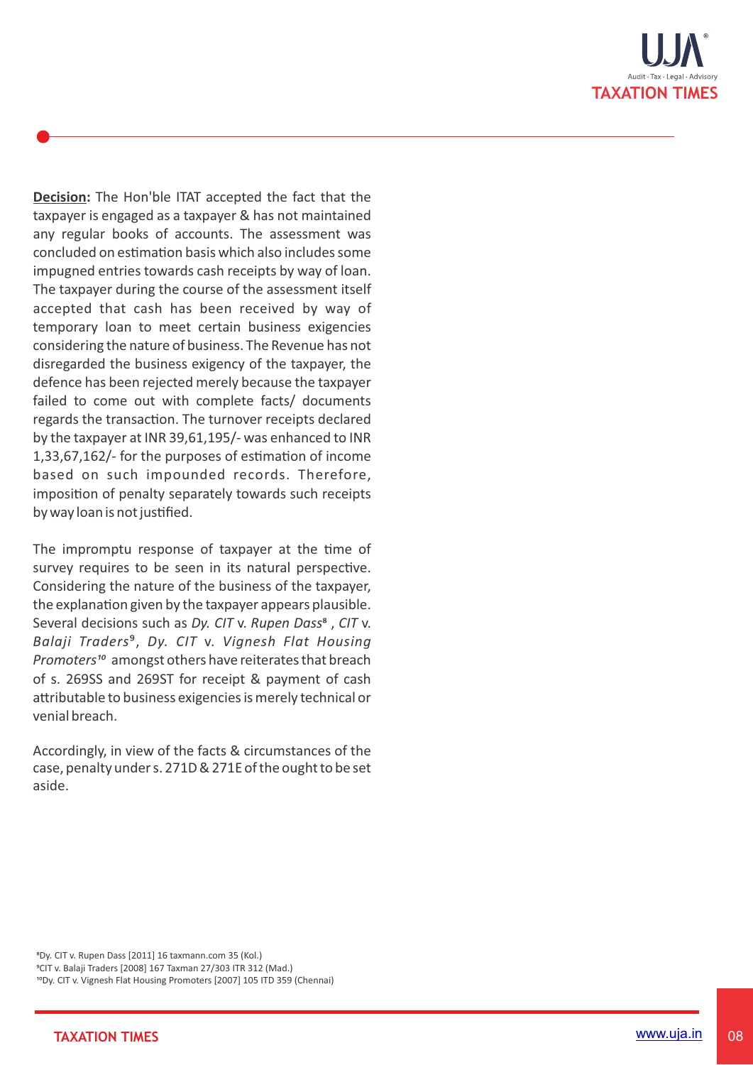**Decision:** The Hon'ble ITAT accepted the fact that the taxpayer is engaged as a taxpayer & has not maintained any regular books of accounts. The assessment was concluded on estimation basis which also includes some impugned entries towards cash receipts by way of loan. The taxpayer during the course of the assessment itself accepted that cash has been received by way of temporary loan to meet certain business exigencies considering the nature of business. The Revenue has not disregarded the business exigency of the taxpayer, the defence has been rejected merely because the taxpayer failed to come out with complete facts/ documents regards the transaction. The turnover receipts declared by the taxpayer at INR 39,61,195/- was enhanced to INR 1,33,67,162/- for the purposes of estimation of income based on such impounded records. Therefore, imposition of penalty separately towards such receipts by way loan is not justified.

The impromptu response of taxpayer at the time of survey requires to be seen in its natural perspective. Considering the nature of the business of the taxpayer, the explanation given by the taxpayer appears plausible. Several decisions such as *Dy. CIT* v. *Rupen Dass*[8] , *CIT* v. *Balaji Traders*[9], *Dy. CIT* v. *Vignesh Flat Housing Promoters*[10] amongst others have reiterates that breach of s. 269SS and 269ST for receipt & payment of cash attributable to business exigencies is merely technical or venial breach.

Accordingly, in view of the facts & circumstances of the case, penalty under s. 271D & 271E of the ought to be set aside.

[8] Dy. CIT v. Rupen Dass [2011] 16 taxmann.com 35 (Kol.)

[9] CIT v. Balaji Traders [2008] 167 Taxman 27/303 ITR 312 (Mad.)

[10] Dy. CIT v. Vignesh Flat Housing Promoters [2007] 105 ITD 359 (Chennai)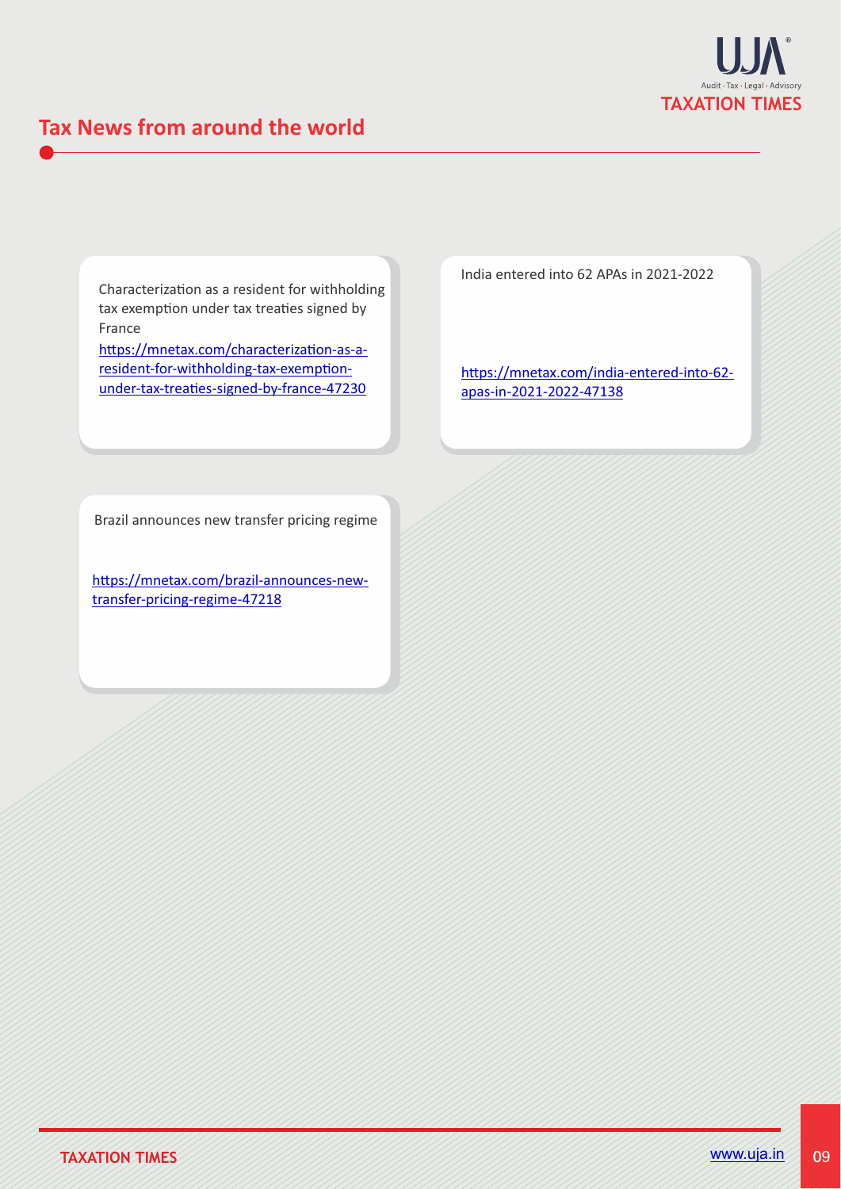## Tax News from around the world

Characterization as a resident for withholding tax exemption under tax treaties signed by France

https://mnetax.com/characterization-as-a-resident-for-withholding-tax-exemption-under-tax-treaties-signed-by-france-47230

India entered into 62 APAs in 2021-2022

https://mnetax.com/india-entered-into-62-apas-in-2021-2022-47138

Brazil announces new transfer pricing regime

https://mnetax.com/brazil-announces-new-transfer-pricing-regime-47218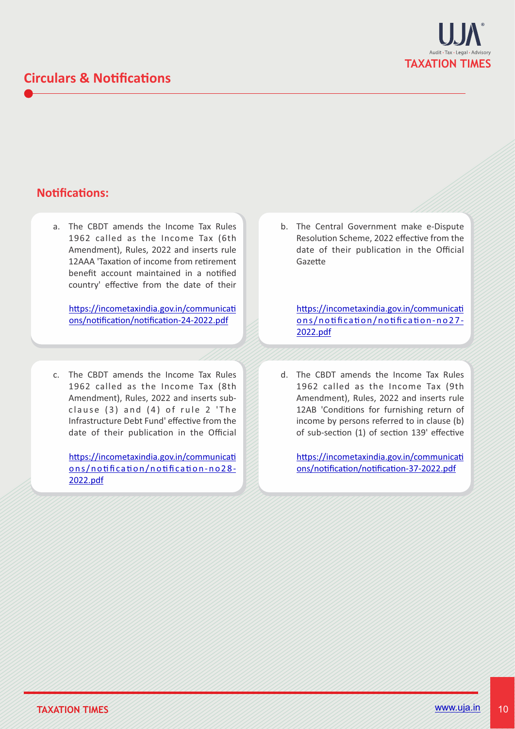## Circulars & Notifications

### Notifications:

a. The CBDT amends the Income Tax Rules 1962 called as the Income Tax (6th Amendment), Rules, 2022 and inserts rule 12AAA 'Taxation of income from retirement benefit account maintained in a notified country' effective from the date of their

https://incometaxindia.gov.in/communications/notification/notification-24-2022.pdf

b. The Central Government make e-Dispute Resolution Scheme, 2022 effective from the date of their publication in the Official Gazette

https://incometaxindia.gov.in/communications/notification/notification-no27-2022.pdf

c. The CBDT amends the Income Tax Rules 1962 called as the Income Tax (8th Amendment), Rules, 2022 and inserts sub-clause (3) and (4) of rule 2 'The Infrastructure Debt Fund' effective from the date of their publication in the Official

https://incometaxindia.gov.in/communications/notification/notification-no28-2022.pdf

d. The CBDT amends the Income Tax Rules 1962 called as the Income Tax (9th Amendment), Rules, 2022 and inserts rule 12AB 'Conditions for furnishing return of income by persons referred to in clause (b) of sub-section (1) of section 139' effective

https://incometaxindia.gov.in/communications/notification/notification-37-2022.pdf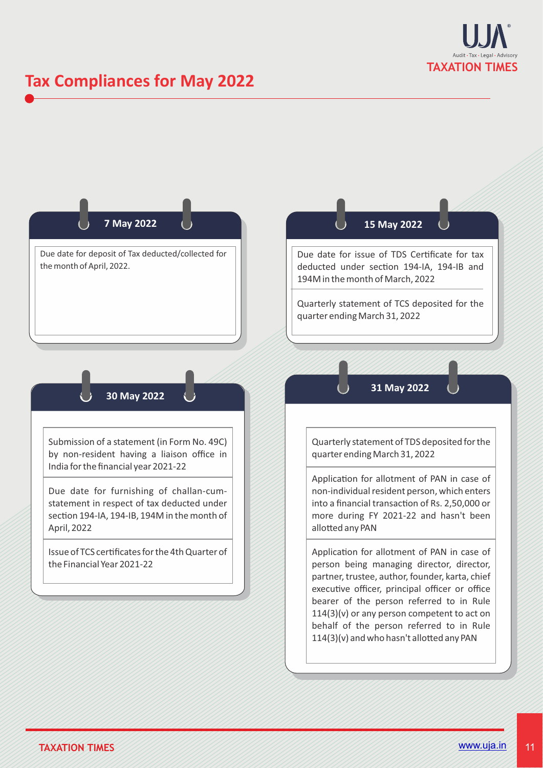# Tax Compliances for May 2022

## 7 May 2022

Due date for deposit of Tax deducted/collected for the month of April, 2022.

## 15 May 2022

Due date for issue of TDS Certificate for tax deducted under section 194-IA, 194-IB and 194M in the month of March, 2022

Quarterly statement of TCS deposited for the quarter ending March 31, 2022

## 30 May 2022

Submission of a statement (in Form No. 49C) by non-resident having a liaison office in India for the financial year 2021-22

Due date for furnishing of challan-cum-statement in respect of tax deducted under section 194-IA, 194-IB, 194M in the month of April, 2022

Issue of TCS certificates for the 4th Quarter of the Financial Year 2021-22

## 31 May 2022

Quarterly statement of TDS deposited for the quarter ending March 31, 2022

Application for allotment of PAN in case of non-individual resident person, which enters into a financial transaction of Rs. 2,50,000 or more during FY 2021-22 and hasn't been allotted any PAN

Application for allotment of PAN in case of person being managing director, director, partner, trustee, author, founder, karta, chief executive officer, principal officer or office bearer of the person referred to in Rule 114(3)(v) or any person competent to act on behalf of the person referred to in Rule 114(3)(v) and who hasn't allotted any PAN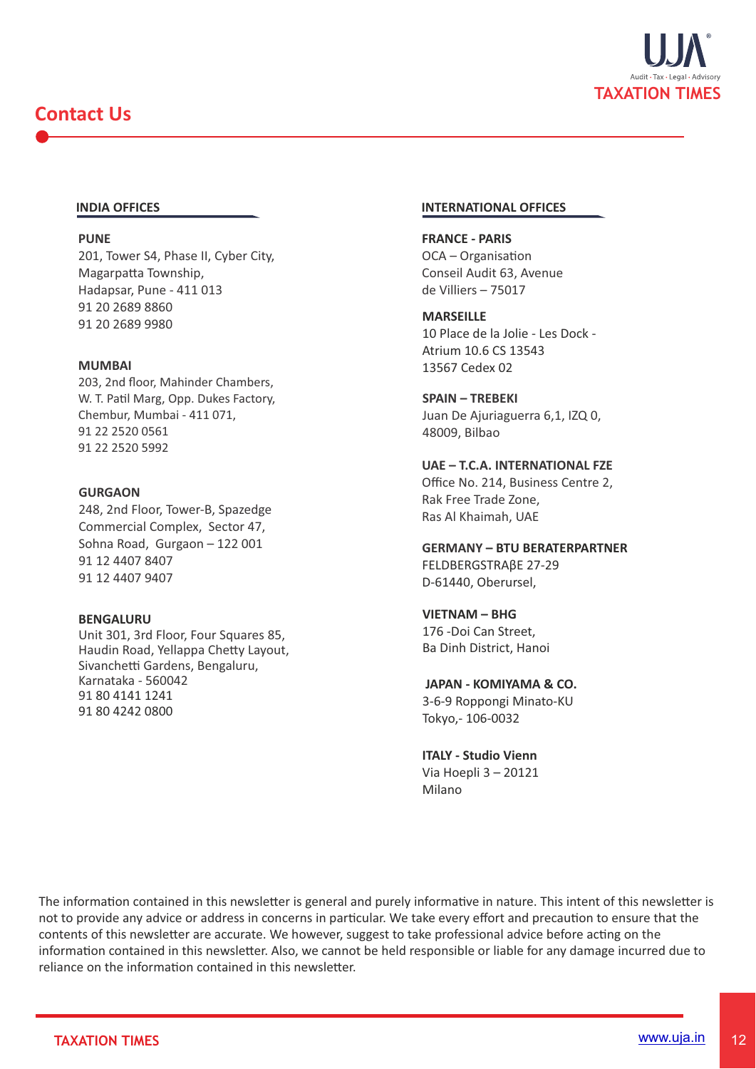## Contact Us

### INDIA OFFICES

**PUNE**
201, Tower S4, Phase II, Cyber City,
Magarpatta Township,
Hadapsar, Pune - 411 013
91 20 2689 8860
91 20 2689 9980

**MUMBAI**
203, 2nd floor, Mahinder Chambers,
W. T. Patil Marg, Opp. Dukes Factory,
Chembur, Mumbai - 411 071,
91 22 2520 0561
91 22 2520 5992

**GURGAON**
248, 2nd Floor, Tower-B, Spazedge
Commercial Complex, Sector 47,
Sohna Road, Gurgaon – 122 001
91 12 4407 8407
91 12 4407 9407

**BENGALURU**
Unit 301, 3rd Floor, Four Squares 85,
Haudin Road, Yellappa Chetty Layout,
Sivanchetti Gardens, Bengaluru,
Karnataka - 560042
91 80 4141 1241
91 80 4242 0800

### INTERNATIONAL OFFICES

**FRANCE - PARIS**
OCA – Organisation
Conseil Audit 63, Avenue
de Villiers – 75017

**MARSEILLE**
10 Place de la Jolie - Les Dock -
Atrium 10.6 CS 13543
13567 Cedex 02

**SPAIN – TREBEKI**
Juan De Ajuriaguerra 6,1, IZQ 0,
48009, Bilbao

**UAE – T.C.A. INTERNATIONAL FZE**
Office No. 214, Business Centre 2,
Rak Free Trade Zone,
Ras Al Khaimah, UAE

**GERMANY – BTU BERATERPARTNER**
FELDBERGSTRAβE 27-29
D-61440, Oberursel,

**VIETNAM – BHG**
176 -Doi Can Street,
Ba Dinh District, Hanoi

**JAPAN - KOMIYAMA & CO.**
3-6-9 Roppongi Minato-KU
Tokyo,- 106-0032

**ITALY - Studio Vienn**
Via Hoepli 3 – 20121
Milano

The information contained in this newsletter is general and purely informative in nature. This intent of this newsletter is not to provide any advice or address in concerns in particular. We take every effort and precaution to ensure that the contents of this newsletter are accurate. We however, suggest to take professional advice before acting on the information contained in this newsletter. Also, we cannot be held responsible or liable for any damage incurred due to reliance on the information contained in this newsletter.

www.uja.in